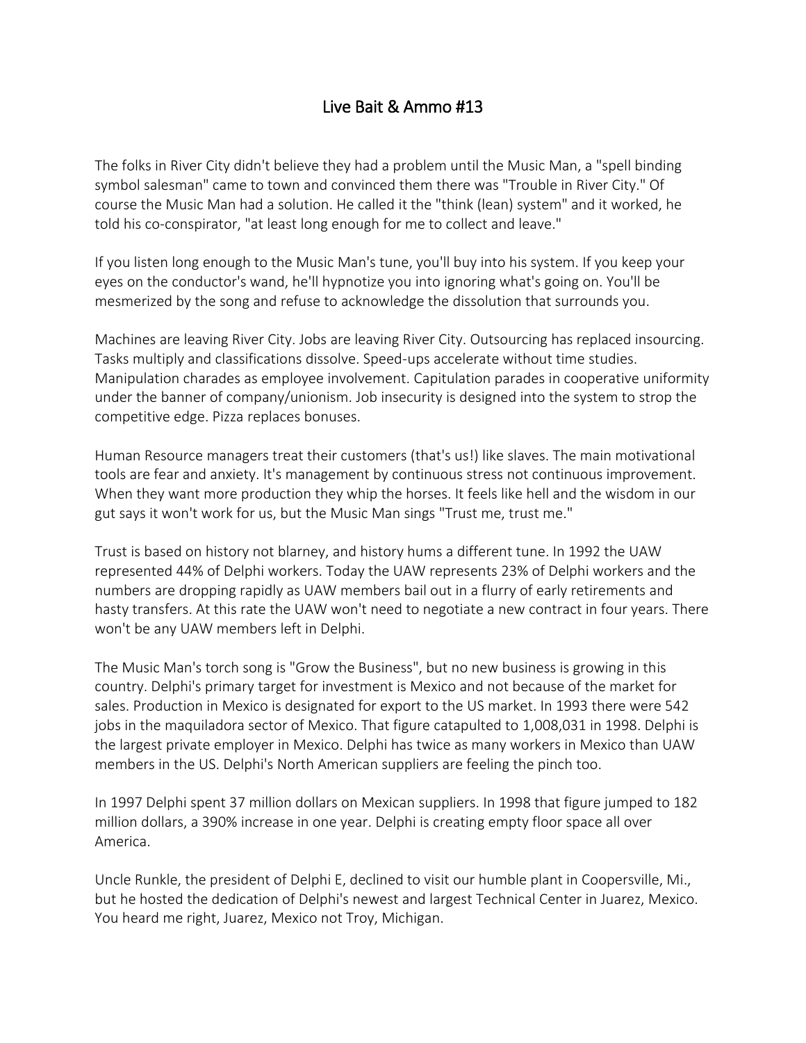# Live Bait & Ammo #13

The folks in River City didn't believe they had a problem until the Music Man, a "spell binding symbol salesman" came to town and convinced them there was "Trouble in River City." Of course the Music Man had a solution. He called it the "think (lean) system" and it worked, he told his co-conspirator, "at least long enough for me to collect and leave."

If you listen long enough to the Music Man's tune, you'll buy into his system. If you keep your eyes on the conductor's wand, he'll hypnotize you into ignoring what's going on. You'll be mesmerized by the song and refuse to acknowledge the dissolution that surrounds you.

Machines are leaving River City. Jobs are leaving River City. Outsourcing has replaced insourcing. Tasks multiply and classifications dissolve. Speed-ups accelerate without time studies. Manipulation charades as employee involvement. Capitulation parades in cooperative uniformity under the banner of company/unionism. Job insecurity is designed into the system to strop the competitive edge. Pizza replaces bonuses.

Human Resource managers treat their customers (that's us!) like slaves. The main motivational tools are fear and anxiety. It's management by continuous stress not continuous improvement. When they want more production they whip the horses. It feels like hell and the wisdom in our gut says it won't work for us, but the Music Man sings "Trust me, trust me."

Trust is based on history not blarney, and history hums a different tune. In 1992 the UAW represented 44% of Delphi workers. Today the UAW represents 23% of Delphi workers and the numbers are dropping rapidly as UAW members bail out in a flurry of early retirements and hasty transfers. At this rate the UAW won't need to negotiate a new contract in four years. There won't be any UAW members left in Delphi.

The Music Man's torch song is "Grow the Business", but no new business is growing in this country. Delphi's primary target for investment is Mexico and not because of the market for sales. Production in Mexico is designated for export to the US market. In 1993 there were 542 jobs in the maquiladora sector of Mexico. That figure catapulted to 1,008,031 in 1998. Delphi is the largest private employer in Mexico. Delphi has twice as many workers in Mexico than UAW members in the US. Delphi's North American suppliers are feeling the pinch too.

In 1997 Delphi spent 37 million dollars on Mexican suppliers. In 1998 that figure jumped to 182 million dollars, a 390% increase in one year. Delphi is creating empty floor space all over America.

Uncle Runkle, the president of Delphi E, declined to visit our humble plant in Coopersville, Mi., but he hosted the dedication of Delphi's newest and largest Technical Center in Juarez, Mexico. You heard me right, Juarez, Mexico not Troy, Michigan.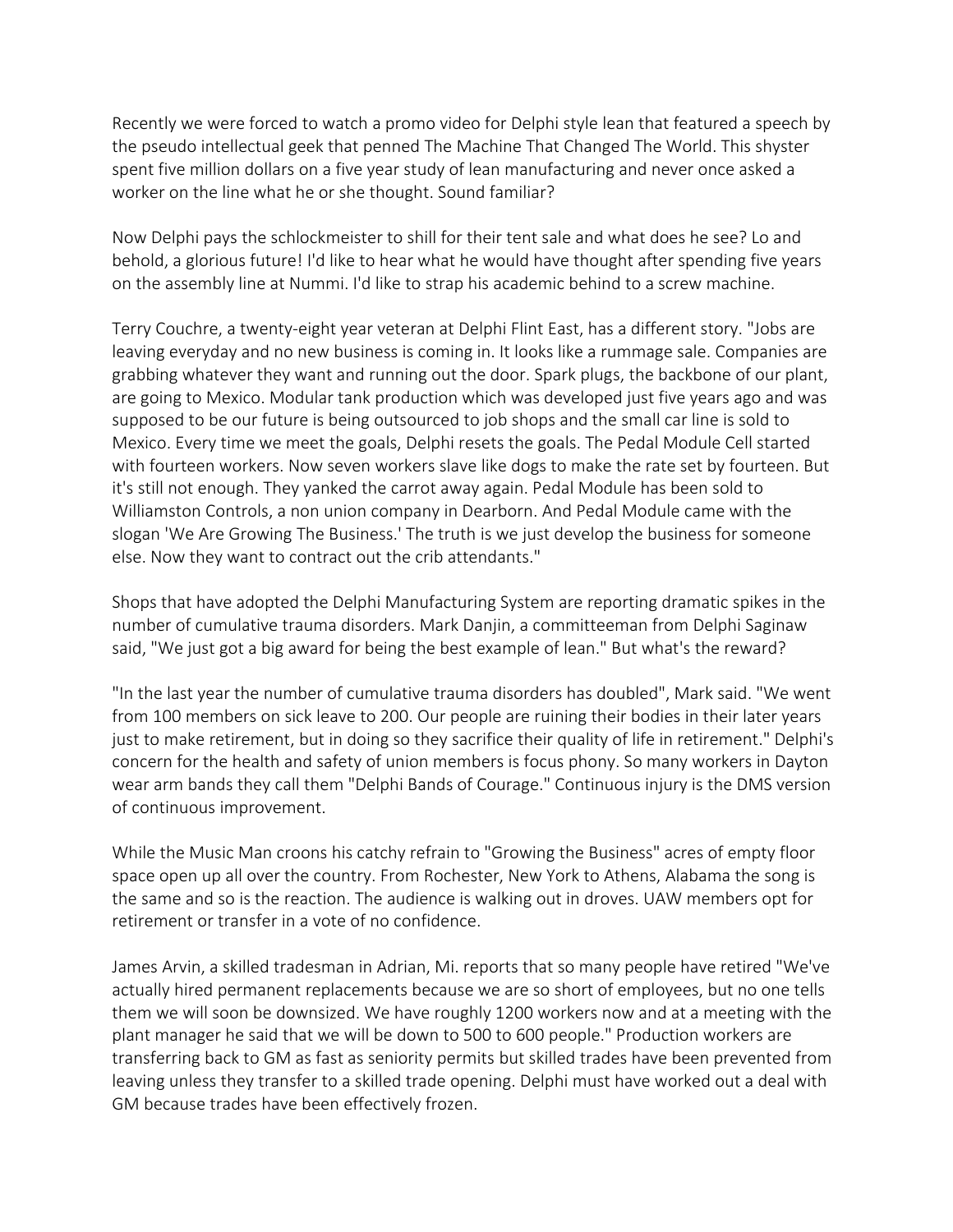Recently we were forced to watch a promo video for Delphi style lean that featured a speech by the pseudo intellectual geek that penned The Machine That Changed The World. This shyster spent five million dollars on a five year study of lean manufacturing and never once asked a worker on the line what he or she thought. Sound familiar?

Now Delphi pays the schlockmeister to shill for their tent sale and what does he see? Lo and behold, a glorious future! I'd like to hear what he would have thought after spending five years on the assembly line at Nummi. I'd like to strap his academic behind to a screw machine.

Terry Couchre, a twenty-eight year veteran at Delphi Flint East, has a different story. "Jobs are leaving everyday and no new business is coming in. It looks like a rummage sale. Companies are grabbing whatever they want and running out the door. Spark plugs, the backbone of our plant, are going to Mexico. Modular tank production which was developed just five years ago and was supposed to be our future is being outsourced to job shops and the small car line is sold to Mexico. Every time we meet the goals, Delphi resets the goals. The Pedal Module Cell started with fourteen workers. Now seven workers slave like dogs to make the rate set by fourteen. But it's still not enough. They yanked the carrot away again. Pedal Module has been sold to Williamston Controls, a non union company in Dearborn. And Pedal Module came with the slogan 'We Are Growing The Business.' The truth is we just develop the business for someone else. Now they want to contract out the crib attendants."

Shops that have adopted the Delphi Manufacturing System are reporting dramatic spikes in the number of cumulative trauma disorders. Mark Danjin, a committeeman from Delphi Saginaw said, "We just got a big award for being the best example of lean." But what's the reward?

"In the last year the number of cumulative trauma disorders has doubled", Mark said. "We went from 100 members on sick leave to 200. Our people are ruining their bodies in their later years just to make retirement, but in doing so they sacrifice their quality of life in retirement." Delphi's concern for the health and safety of union members is focus phony. So many workers in Dayton wear arm bands they call them "Delphi Bands of Courage." Continuous injury is the DMS version of continuous improvement.

While the Music Man croons his catchy refrain to "Growing the Business" acres of empty floor space open up all over the country. From Rochester, New York to Athens, Alabama the song is the same and so is the reaction. The audience is walking out in droves. UAW members opt for retirement or transfer in a vote of no confidence.

James Arvin, a skilled tradesman in Adrian, Mi. reports that so many people have retired "We've actually hired permanent replacements because we are so short of employees, but no one tells them we will soon be downsized. We have roughly 1200 workers now and at a meeting with the plant manager he said that we will be down to 500 to 600 people." Production workers are transferring back to GM as fast as seniority permits but skilled trades have been prevented from leaving unless they transfer to a skilled trade opening. Delphi must have worked out a deal with GM because trades have been effectively frozen.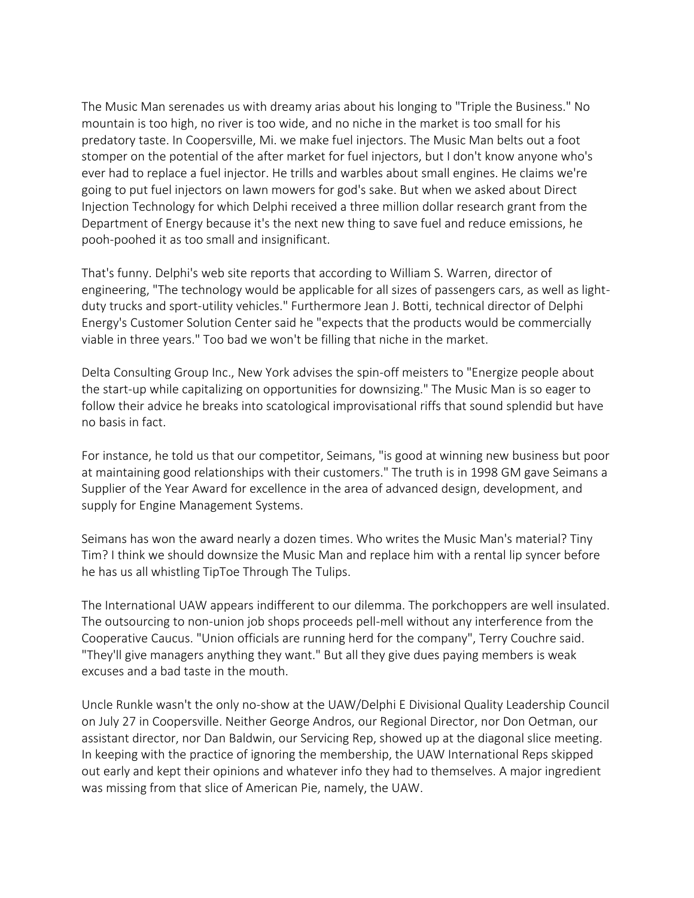The Music Man serenades us with dreamy arias about his longing to "Triple the Business." No mountain is too high, no river is too wide, and no niche in the market is too small for his predatory taste. In Coopersville, Mi. we make fuel injectors. The Music Man belts out a foot stomper on the potential of the after market for fuel injectors, but I don't know anyone who's ever had to replace a fuel injector. He trills and warbles about small engines. He claims we're going to put fuel injectors on lawn mowers for god's sake. But when we asked about Direct Injection Technology for which Delphi received a three million dollar research grant from the Department of Energy because it's the next new thing to save fuel and reduce emissions, he pooh-poohed it as too small and insignificant.

That's funny. Delphi's web site reports that according to William S. Warren, director of engineering, "The technology would be applicable for all sizes of passengers cars, as well as light-duty trucks and sport-utility vehicles." Furthermore Jean J. Botti, technical director of Delphi Energy's Customer Solution Center said he "expects that the products would be commercially viable in three years." Too bad we won't be filling that niche in the market.

Delta Consulting Group Inc., New York advises the spin-off meisters to "Energize people about the start-up while capitalizing on opportunities for downsizing." The Music Man is so eager to follow their advice he breaks into scatological improvisational riffs that sound splendid but have no basis in fact.

For instance, he told us that our competitor, Seimans, "is good at winning new business but poor at maintaining good relationships with their customers." The truth is in 1998 GM gave Seimans a Supplier of the Year Award for excellence in the area of advanced design, development, and supply for Engine Management Systems.

Seimans has won the award nearly a dozen times. Who writes the Music Man's material? Tiny Tim? I think we should downsize the Music Man and replace him with a rental lip syncer before he has us all whistling TipToe Through The Tulips.

The International UAW appears indifferent to our dilemma. The porkchoppers are well insulated. The outsourcing to non-union job shops proceeds pell-mell without any interference from the Cooperative Caucus. "Union officials are running herd for the company", Terry Couchre said. "They'll give managers anything they want." But all they give dues paying members is weak excuses and a bad taste in the mouth.

Uncle Runkle wasn't the only no-show at the UAW/Delphi E Divisional Quality Leadership Council on July 27 in Coopersville. Neither George Andros, our Regional Director, nor Don Oetman, our assistant director, nor Dan Baldwin, our Servicing Rep, showed up at the diagonal slice meeting. In keeping with the practice of ignoring the membership, the UAW International Reps skipped out early and kept their opinions and whatever info they had to themselves. A major ingredient was missing from that slice of American Pie, namely, the UAW.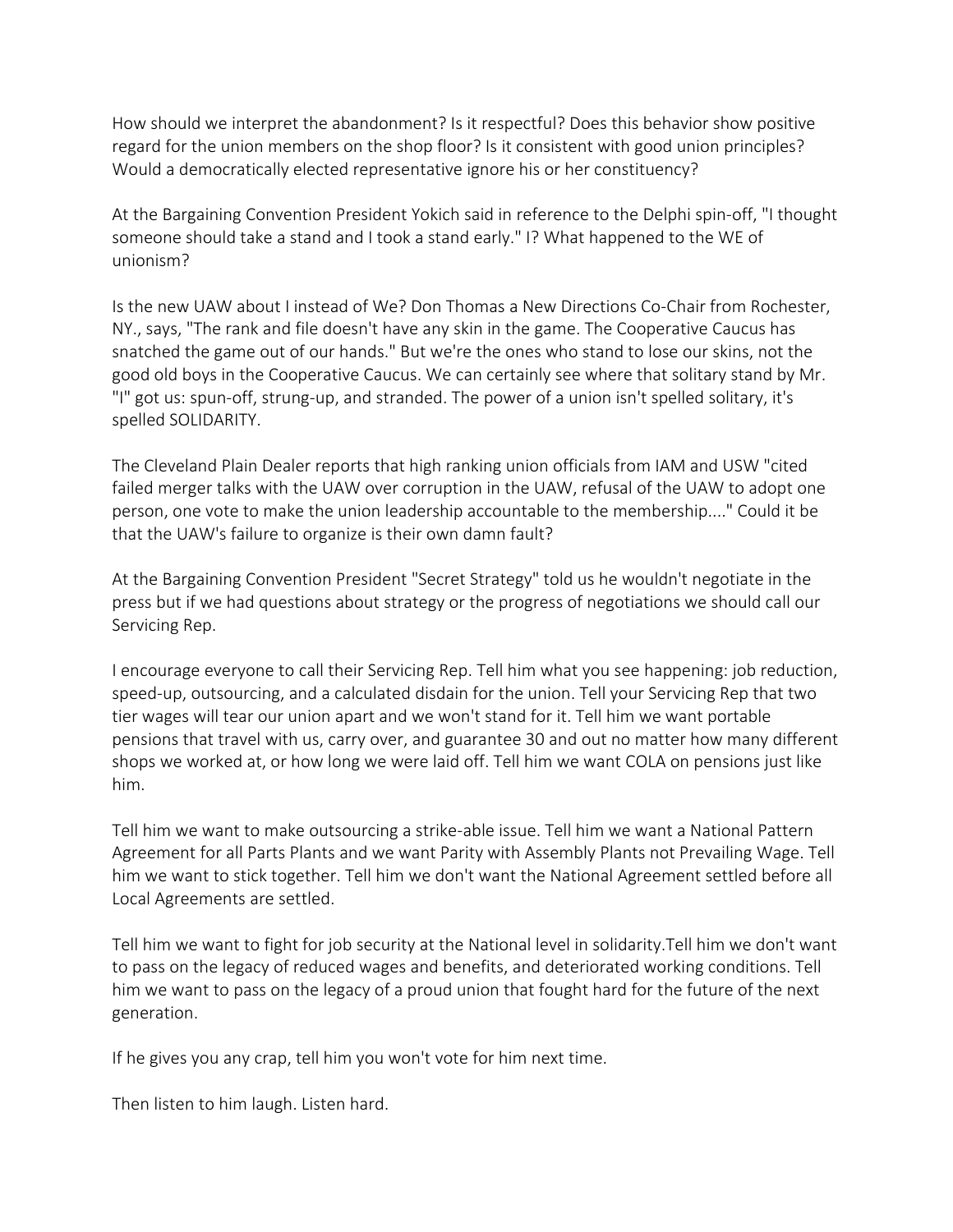How should we interpret the abandonment? Is it respectful? Does this behavior show positive regard for the union members on the shop floor? Is it consistent with good union principles? Would a democratically elected representative ignore his or her constituency?

At the Bargaining Convention President Yokich said in reference to the Delphi spin-off, "I thought someone should take a stand and I took a stand early." I? What happened to the WE of unionism?

Is the new UAW about I instead of We? Don Thomas a New Directions Co-Chair from Rochester, NY., says, "The rank and file doesn't have any skin in the game. The Cooperative Caucus has snatched the game out of our hands." But we're the ones who stand to lose our skins, not the good old boys in the Cooperative Caucus. We can certainly see where that solitary stand by Mr. "I" got us: spun-off, strung-up, and stranded. The power of a union isn't spelled solitary, it's spelled SOLIDARITY.

The Cleveland Plain Dealer reports that high ranking union officials from IAM and USW "cited failed merger talks with the UAW over corruption in the UAW, refusal of the UAW to adopt one person, one vote to make the union leadership accountable to the membership...." Could it be that the UAW's failure to organize is their own damn fault?

At the Bargaining Convention President "Secret Strategy" told us he wouldn't negotiate in the press but if we had questions about strategy or the progress of negotiations we should call our Servicing Rep.

I encourage everyone to call their Servicing Rep. Tell him what you see happening: job reduction, speed-up, outsourcing, and a calculated disdain for the union. Tell your Servicing Rep that two tier wages will tear our union apart and we won't stand for it. Tell him we want portable pensions that travel with us, carry over, and guarantee 30 and out no matter how many different shops we worked at, or how long we were laid off. Tell him we want COLA on pensions just like him.

Tell him we want to make outsourcing a strike-able issue. Tell him we want a National Pattern Agreement for all Parts Plants and we want Parity with Assembly Plants not Prevailing Wage. Tell him we want to stick together. Tell him we don't want the National Agreement settled before all Local Agreements are settled.

Tell him we want to fight for job security at the National level in solidarity.Tell him we don't want to pass on the legacy of reduced wages and benefits, and deteriorated working conditions. Tell him we want to pass on the legacy of a proud union that fought hard for the future of the next generation.

If he gives you any crap, tell him you won't vote for him next time.

Then listen to him laugh. Listen hard.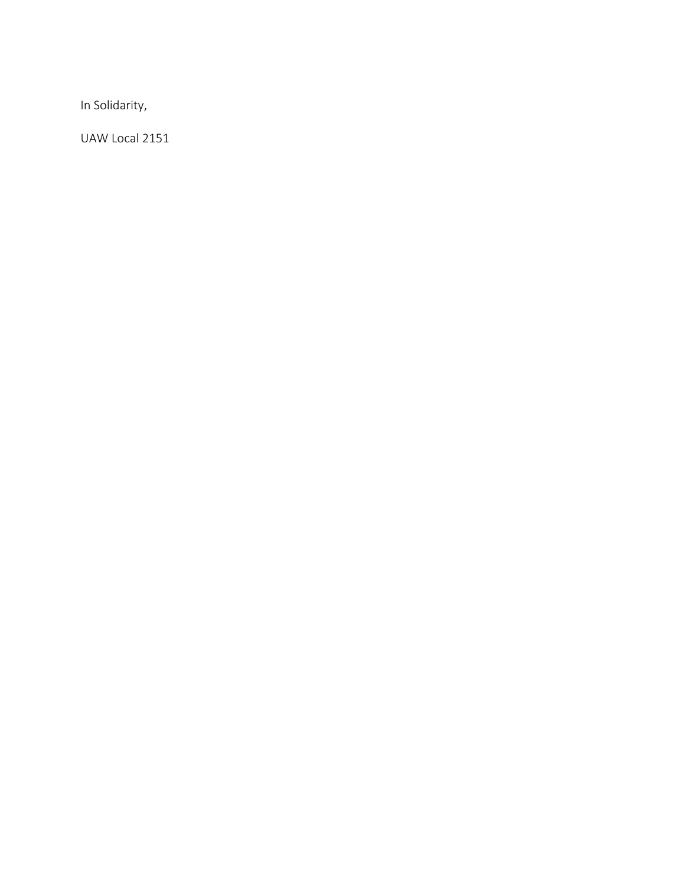In Solidarity,

UAW Local 2151